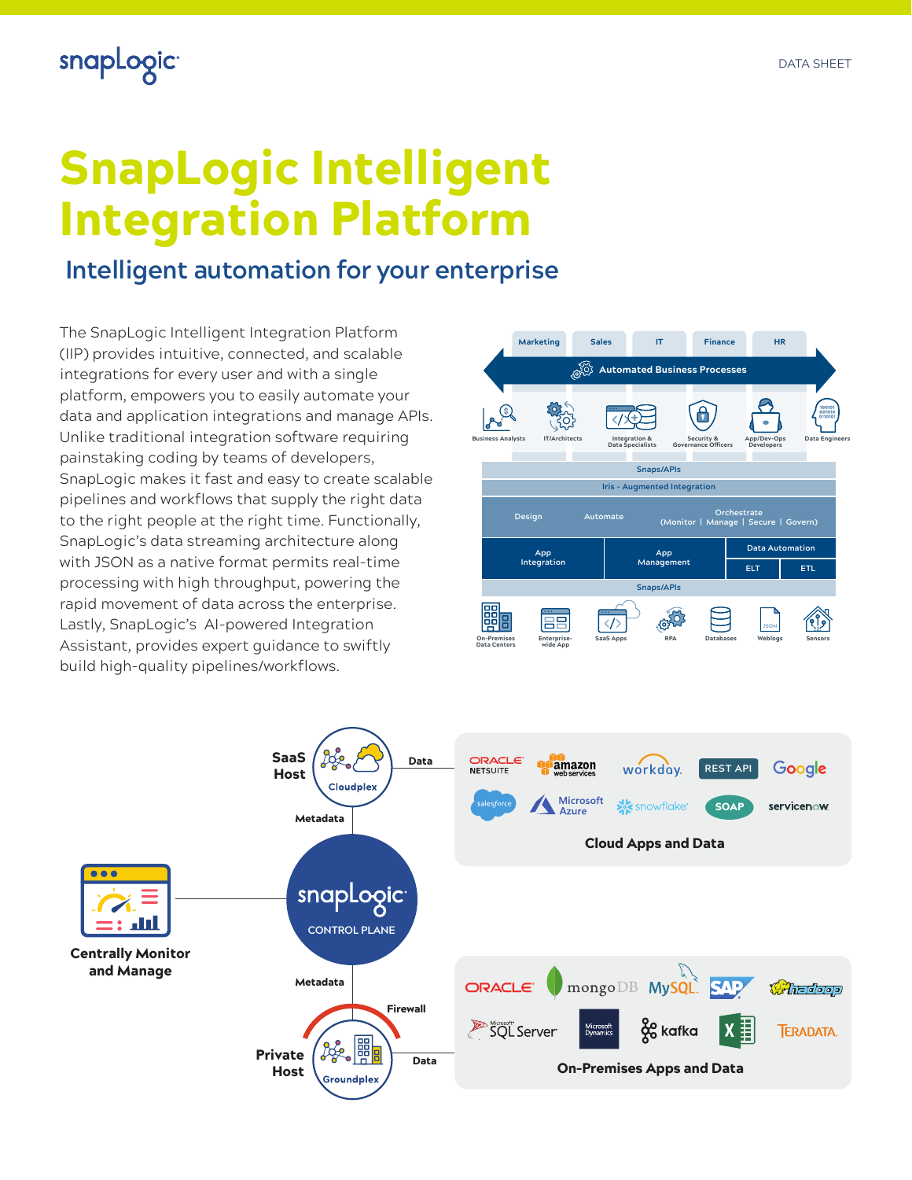# SnapLogic Intelligent Integration Platform

## Intelligent automation for your enterprise

The SnapLogic Intelligent Integration Platform (IIP) provides intuitive, connected, and scalable integrations for every user and with a single platform, empowers you to easily automate your data and application integrations and manage APIs. Unlike traditional integration software requiring painstaking coding by teams of developers, SnapLogic makes it fast and easy to create scalable pipelines and workflows that supply the right data to the right people at the right time. Functionally, SnapLogic's data streaming architecture along with JSON as a native format permits real-time processing with high throughput, powering the rapid movement of data across the enterprise. Lastly, SnapLogic's AI-powered Integration Assistant, provides expert guidance to swiftly build high-quality pipelines/workflows.

Marketing | Sales | IT | Finance | HR

Automated Business Processes

Business Analysts | IT/Architects | Integration & Data Specialists | Security & Governance Officers | App/Dev-Ops Developers | Data Engineers

Snaps/APIs

Iris - Augmented Integration

Design | Automate | Orchestrate (Monitor | Manage | Secure | Govern)

App Integration | App Management | Data Automation (ELT | ETL)

Snaps/APIs

On-Premises Data Centers | Enterprise-wide App | SaaS Apps | RPA | Databases | Weblogs | Sensors

SaaS Host — Cloudplex — Data — Metadata

**Cloud Apps and Data**

ORACLE NETSUITE, amazon web services, workday, REST API, Google, salesforce, Microsoft Azure, snowflake, SOAP, servicenow

snapLogic CONTROL PLANE

**Centrally Monitor and Manage**

Metadata — Firewall — Private Host — Groundplex — Data

**On-Premises Apps and Data**

ORACLE, mongoDB, MySQL, SAP, hadoop, Microsoft SQL Server, Microsoft Dynamics, kafka, X, TERADATA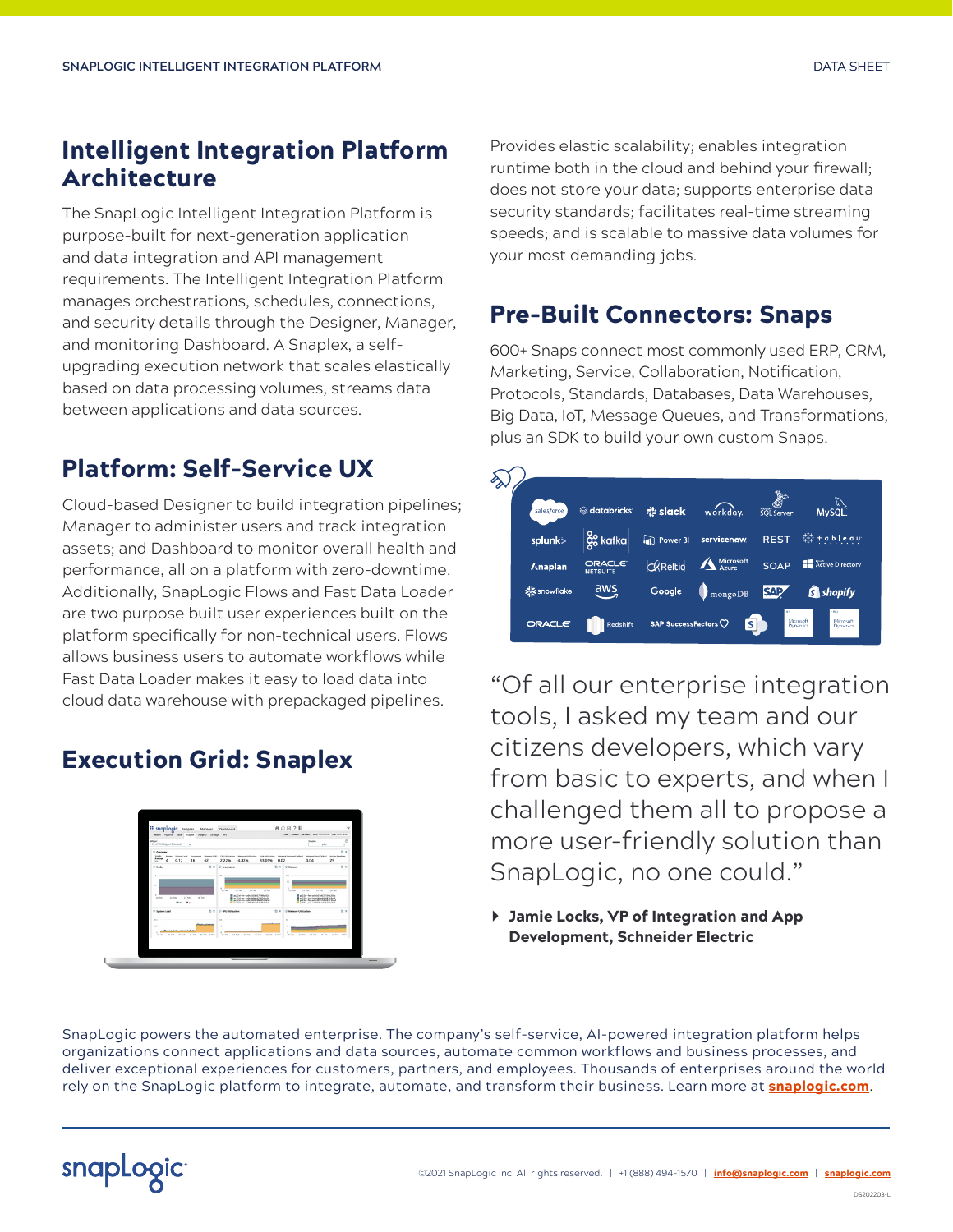## Intelligent Integration Platform Architecture

The SnapLogic Intelligent Integration Platform is purpose-built for next-generation application and data integration and API management requirements. The Intelligent Integration Platform manages orchestrations, schedules, connections, and security details through the Designer, Manager, and monitoring Dashboard. A Snaplex, a self-upgrading execution network that scales elastically based on data processing volumes, streams data between applications and data sources.

## Platform: Self-Service UX

Cloud-based Designer to build integration pipelines; Manager to administer users and track integration assets; and Dashboard to monitor overall health and performance, all on a platform with zero-downtime. Additionally, SnapLogic Flows and Fast Data Loader are two purpose built user experiences built on the platform specifically for non-technical users. Flows allows business users to automate workflows while Fast Data Loader makes it easy to load data into cloud data warehouse with prepackaged pipelines.

## Execution Grid: Snaplex

Provides elastic scalability; enables integration runtime both in the cloud and behind your firewall; does not store your data; supports enterprise data security standards; facilitates real-time streaming speeds; and is scalable to massive data volumes for your most demanding jobs.

## Pre-Built Connectors: Snaps

600+ Snaps connect most commonly used ERP, CRM, Marketing, Service, Collaboration, Notification, Protocols, Standards, Databases, Data Warehouses, Big Data, IoT, Message Queues, and Transformations, plus an SDK to build your own custom Snaps.

salesforce
databricks
slack
workday.
SQL Server
MySQL
splunk>
kafka
Power BI
servicenow
REST
tableau
Anaplan
ORACLE NETSUITE
Reltio
Microsoft Azure
SOAP
Active Directory
snowflake
aws
Google
mongoDB
SAP
shopify
ORACLE
Redshift
SAP SuccessFactors
Microsoft Dynamics
Microsoft Dynamics

"Of all our enterprise integration tools, I asked my team and our citizens developers, which vary from basic to experts, and when I challenged them all to propose a more user-friendly solution than SnapLogic, no one could."

- **Jamie Locks, VP of Integration and App Development, Schneider Electric**

SnapLogic powers the automated enterprise. The company's self-service, AI-powered integration platform helps organizations connect applications and data sources, automate common workflows and business processes, and deliver exceptional experiences for customers, partners, and employees. Thousands of enterprises around the world rely on the SnapLogic platform to integrate, automate, and transform their business. Learn more at **snaplogic.com**.

©2021 SnapLogic Inc. All rights reserved. | +1 (888) 494-1570 | **info@snaplogic.com** | **snaplogic.com**

DS202203-L